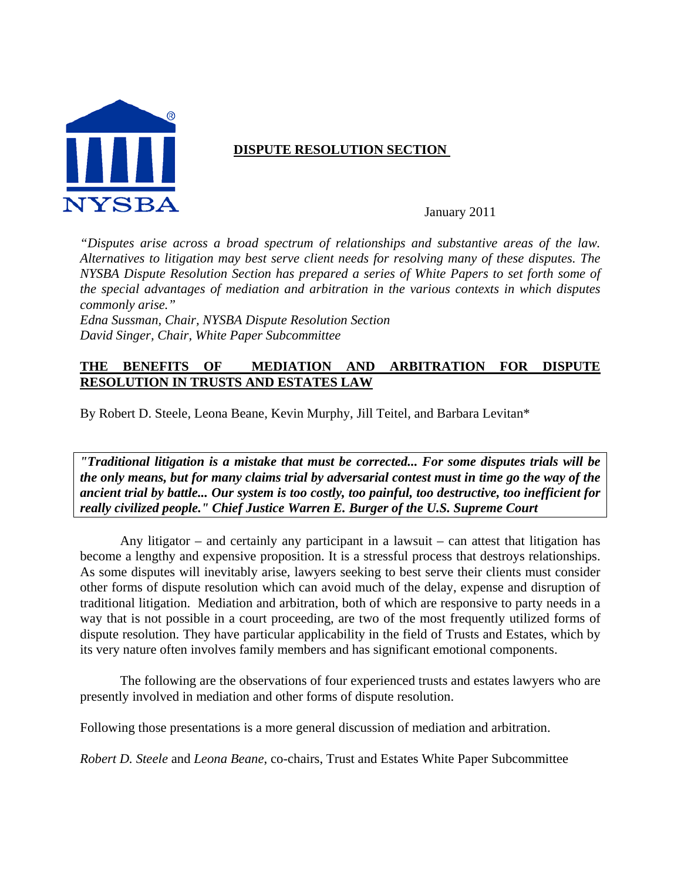**DISPUTE RESOLUTION SECTION**

January 2011

*"Disputes arise across a broad spectrum of relationships and substantive areas of the law. Alternatives to litigation may best serve client needs for resolving many of these disputes. The NYSBA Dispute Resolution Section has prepared a series of White Papers to set forth some of the special advantages of mediation and arbitration in the various contexts in which disputes commonly arise."*
*Edna Sussman, Chair, NYSBA Dispute Resolution Section*
*David Singer, Chair, White Paper Subcommittee*

# THE BENEFITS OF MEDIATION AND ARBITRATION FOR DISPUTE RESOLUTION IN TRUSTS AND ESTATES LAW

By Robert D. Steele, Leona Beane, Kevin Murphy, Jill Teitel, and Barbara Levitan*

> ***"Traditional litigation is a mistake that must be corrected... For some disputes trials will be the only means, but for many claims trial by adversarial contest must in time go the way of the ancient trial by battle... Our system is too costly, too painful, too destructive, too inefficient for really civilized people." Chief Justice Warren E. Burger of the U.S. Supreme Court***

Any litigator – and certainly any participant in a lawsuit – can attest that litigation has become a lengthy and expensive proposition. It is a stressful process that destroys relationships. As some disputes will inevitably arise, lawyers seeking to best serve their clients must consider other forms of dispute resolution which can avoid much of the delay, expense and disruption of traditional litigation. Mediation and arbitration, both of which are responsive to party needs in a way that is not possible in a court proceeding, are two of the most frequently utilized forms of dispute resolution. They have particular applicability in the field of Trusts and Estates, which by its very nature often involves family members and has significant emotional components.

The following are the observations of four experienced trusts and estates lawyers who are presently involved in mediation and other forms of dispute resolution.

Following those presentations is a more general discussion of mediation and arbitration.

*Robert D. Steele* and *Leona Beane*, co-chairs, Trust and Estates White Paper Subcommittee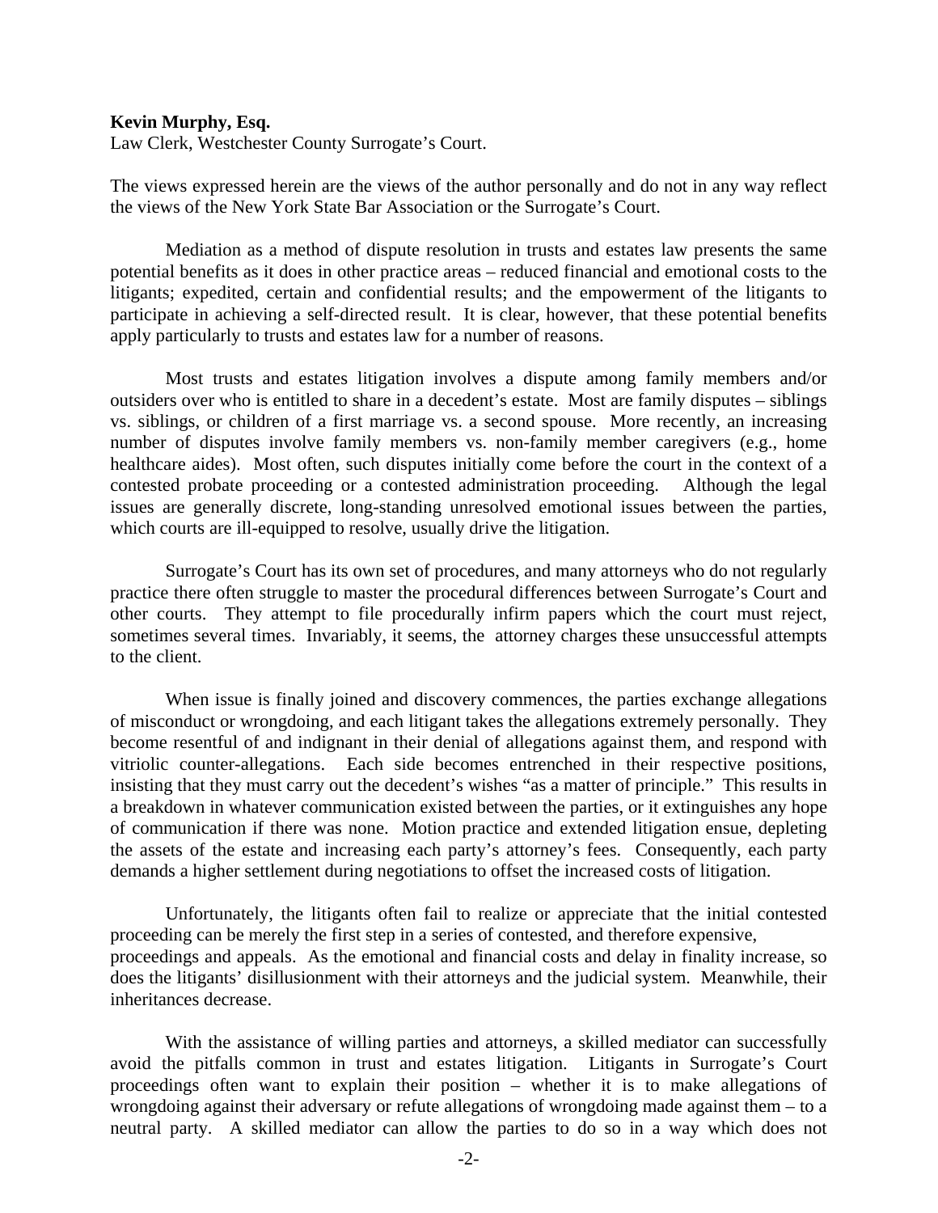**Kevin Murphy, Esq.**
Law Clerk, Westchester County Surrogate's Court.

The views expressed herein are the views of the author personally and do not in any way reflect the views of the New York State Bar Association or the Surrogate's Court.

Mediation as a method of dispute resolution in trusts and estates law presents the same potential benefits as it does in other practice areas – reduced financial and emotional costs to the litigants; expedited, certain and confidential results; and the empowerment of the litigants to participate in achieving a self-directed result. It is clear, however, that these potential benefits apply particularly to trusts and estates law for a number of reasons.

Most trusts and estates litigation involves a dispute among family members and/or outsiders over who is entitled to share in a decedent's estate. Most are family disputes – siblings vs. siblings, or children of a first marriage vs. a second spouse. More recently, an increasing number of disputes involve family members vs. non-family member caregivers (e.g., home healthcare aides). Most often, such disputes initially come before the court in the context of a contested probate proceeding or a contested administration proceeding. Although the legal issues are generally discrete, long-standing unresolved emotional issues between the parties, which courts are ill-equipped to resolve, usually drive the litigation.

Surrogate's Court has its own set of procedures, and many attorneys who do not regularly practice there often struggle to master the procedural differences between Surrogate's Court and other courts. They attempt to file procedurally infirm papers which the court must reject, sometimes several times. Invariably, it seems, the attorney charges these unsuccessful attempts to the client.

When issue is finally joined and discovery commences, the parties exchange allegations of misconduct or wrongdoing, and each litigant takes the allegations extremely personally. They become resentful of and indignant in their denial of allegations against them, and respond with vitriolic counter-allegations. Each side becomes entrenched in their respective positions, insisting that they must carry out the decedent's wishes "as a matter of principle." This results in a breakdown in whatever communication existed between the parties, or it extinguishes any hope of communication if there was none. Motion practice and extended litigation ensue, depleting the assets of the estate and increasing each party's attorney's fees. Consequently, each party demands a higher settlement during negotiations to offset the increased costs of litigation.

Unfortunately, the litigants often fail to realize or appreciate that the initial contested proceeding can be merely the first step in a series of contested, and therefore expensive, proceedings and appeals. As the emotional and financial costs and delay in finality increase, so does the litigants' disillusionment with their attorneys and the judicial system. Meanwhile, their inheritances decrease.

With the assistance of willing parties and attorneys, a skilled mediator can successfully avoid the pitfalls common in trust and estates litigation. Litigants in Surrogate's Court proceedings often want to explain their position – whether it is to make allegations of wrongdoing against their adversary or refute allegations of wrongdoing made against them – to a neutral party. A skilled mediator can allow the parties to do so in a way which does not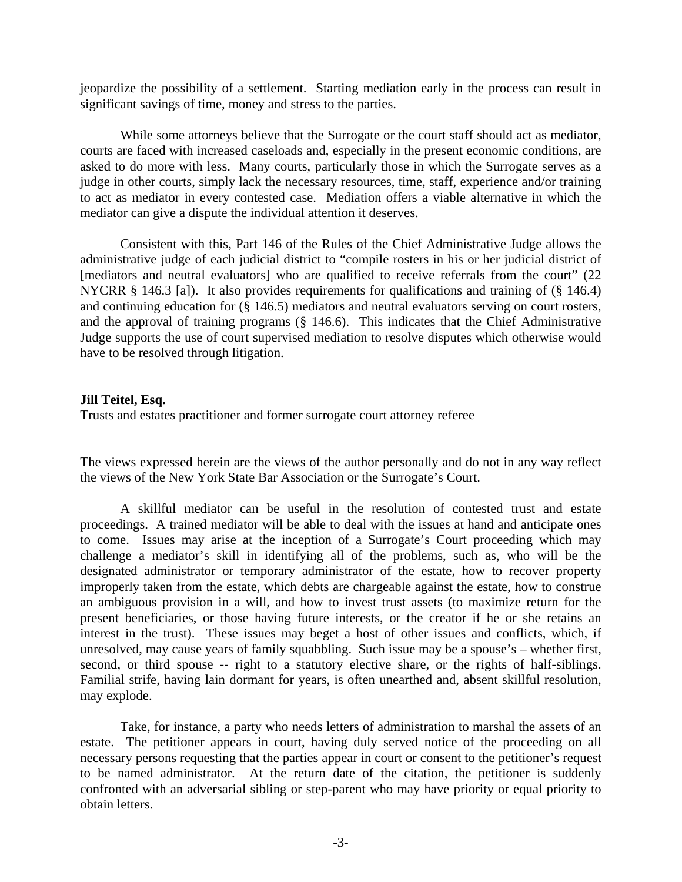jeopardize the possibility of a settlement. Starting mediation early in the process can result in significant savings of time, money and stress to the parties.

While some attorneys believe that the Surrogate or the court staff should act as mediator, courts are faced with increased caseloads and, especially in the present economic conditions, are asked to do more with less. Many courts, particularly those in which the Surrogate serves as a judge in other courts, simply lack the necessary resources, time, staff, experience and/or training to act as mediator in every contested case. Mediation offers a viable alternative in which the mediator can give a dispute the individual attention it deserves.

Consistent with this, Part 146 of the Rules of the Chief Administrative Judge allows the administrative judge of each judicial district to "compile rosters in his or her judicial district of [mediators and neutral evaluators] who are qualified to receive referrals from the court" (22 NYCRR § 146.3 [a]). It also provides requirements for qualifications and training of (§ 146.4) and continuing education for (§ 146.5) mediators and neutral evaluators serving on court rosters, and the approval of training programs (§ 146.6). This indicates that the Chief Administrative Judge supports the use of court supervised mediation to resolve disputes which otherwise would have to be resolved through litigation.

**Jill Teitel, Esq.**
Trusts and estates practitioner and former surrogate court attorney referee

The views expressed herein are the views of the author personally and do not in any way reflect the views of the New York State Bar Association or the Surrogate's Court.

A skillful mediator can be useful in the resolution of contested trust and estate proceedings. A trained mediator will be able to deal with the issues at hand and anticipate ones to come. Issues may arise at the inception of a Surrogate's Court proceeding which may challenge a mediator's skill in identifying all of the problems, such as, who will be the designated administrator or temporary administrator of the estate, how to recover property improperly taken from the estate, which debts are chargeable against the estate, how to construe an ambiguous provision in a will, and how to invest trust assets (to maximize return for the present beneficiaries, or those having future interests, or the creator if he or she retains an interest in the trust). These issues may beget a host of other issues and conflicts, which, if unresolved, may cause years of family squabbling. Such issue may be a spouse's – whether first, second, or third spouse -- right to a statutory elective share, or the rights of half-siblings. Familial strife, having lain dormant for years, is often unearthed and, absent skillful resolution, may explode.

Take, for instance, a party who needs letters of administration to marshal the assets of an estate. The petitioner appears in court, having duly served notice of the proceeding on all necessary persons requesting that the parties appear in court or consent to the petitioner's request to be named administrator. At the return date of the citation, the petitioner is suddenly confronted with an adversarial sibling or step-parent who may have priority or equal priority to obtain letters.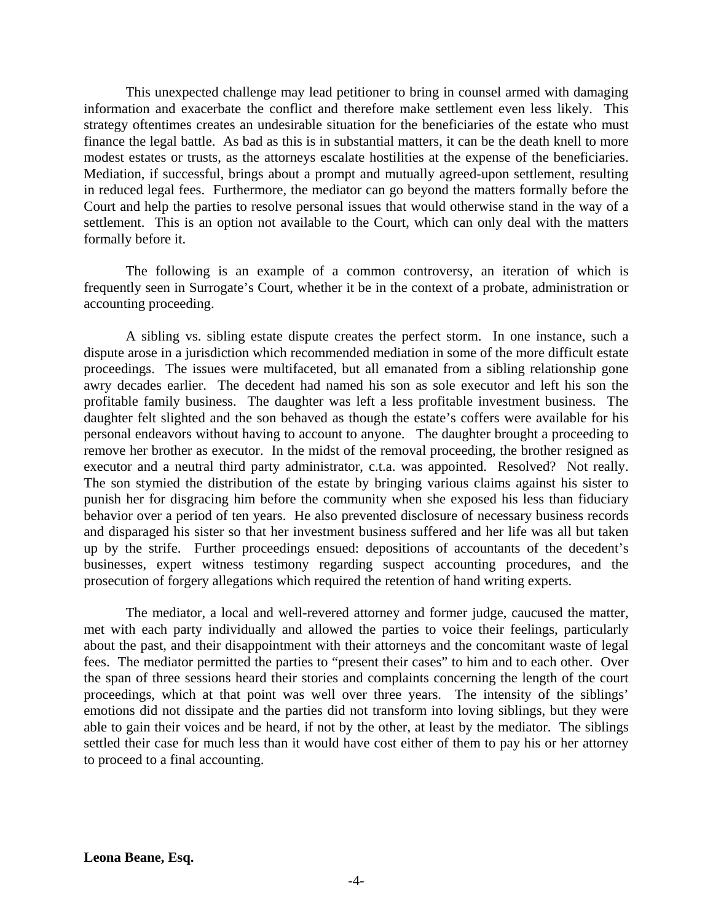This unexpected challenge may lead petitioner to bring in counsel armed with damaging information and exacerbate the conflict and therefore make settlement even less likely. This strategy oftentimes creates an undesirable situation for the beneficiaries of the estate who must finance the legal battle. As bad as this is in substantial matters, it can be the death knell to more modest estates or trusts, as the attorneys escalate hostilities at the expense of the beneficiaries. Mediation, if successful, brings about a prompt and mutually agreed-upon settlement, resulting in reduced legal fees. Furthermore, the mediator can go beyond the matters formally before the Court and help the parties to resolve personal issues that would otherwise stand in the way of a settlement. This is an option not available to the Court, which can only deal with the matters formally before it.

The following is an example of a common controversy, an iteration of which is frequently seen in Surrogate's Court, whether it be in the context of a probate, administration or accounting proceeding.

A sibling vs. sibling estate dispute creates the perfect storm. In one instance, such a dispute arose in a jurisdiction which recommended mediation in some of the more difficult estate proceedings. The issues were multifaceted, but all emanated from a sibling relationship gone awry decades earlier. The decedent had named his son as sole executor and left his son the profitable family business. The daughter was left a less profitable investment business. The daughter felt slighted and the son behaved as though the estate's coffers were available for his personal endeavors without having to account to anyone. The daughter brought a proceeding to remove her brother as executor. In the midst of the removal proceeding, the brother resigned as executor and a neutral third party administrator, c.t.a. was appointed. Resolved? Not really. The son stymied the distribution of the estate by bringing various claims against his sister to punish her for disgracing him before the community when she exposed his less than fiduciary behavior over a period of ten years. He also prevented disclosure of necessary business records and disparaged his sister so that her investment business suffered and her life was all but taken up by the strife. Further proceedings ensued: depositions of accountants of the decedent's businesses, expert witness testimony regarding suspect accounting procedures, and the prosecution of forgery allegations which required the retention of hand writing experts.

The mediator, a local and well-revered attorney and former judge, caucused the matter, met with each party individually and allowed the parties to voice their feelings, particularly about the past, and their disappointment with their attorneys and the concomitant waste of legal fees. The mediator permitted the parties to "present their cases" to him and to each other. Over the span of three sessions heard their stories and complaints concerning the length of the court proceedings, which at that point was well over three years. The intensity of the siblings' emotions did not dissipate and the parties did not transform into loving siblings, but they were able to gain their voices and be heard, if not by the other, at least by the mediator. The siblings settled their case for much less than it would have cost either of them to pay his or her attorney to proceed to a final accounting.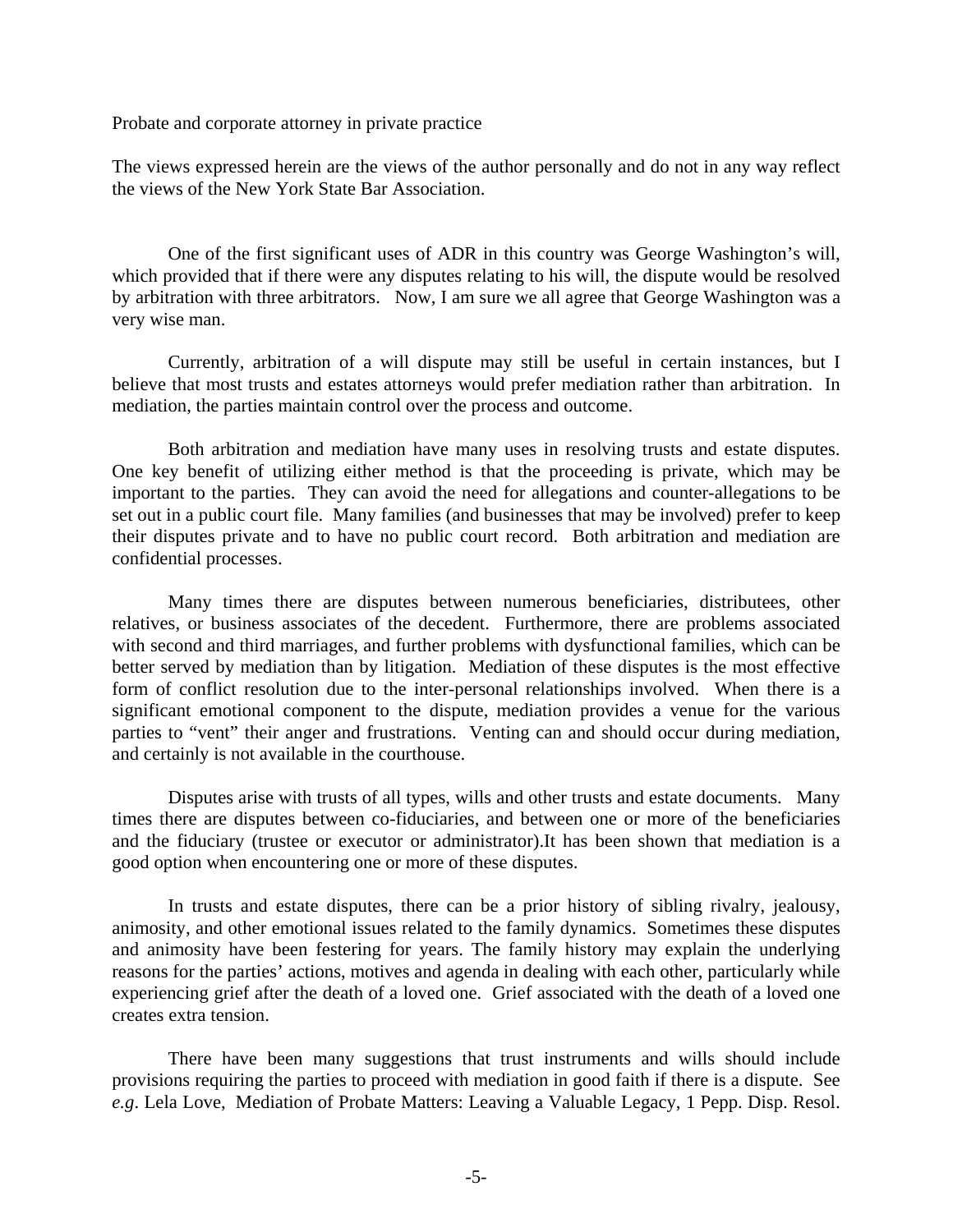Probate and corporate attorney in private practice

The views expressed herein are the views of the author personally and do not in any way reflect the views of the New York State Bar Association.

One of the first significant uses of ADR in this country was George Washington's will, which provided that if there were any disputes relating to his will, the dispute would be resolved by arbitration with three arbitrators. Now, I am sure we all agree that George Washington was a very wise man.

Currently, arbitration of a will dispute may still be useful in certain instances, but I believe that most trusts and estates attorneys would prefer mediation rather than arbitration. In mediation, the parties maintain control over the process and outcome.

Both arbitration and mediation have many uses in resolving trusts and estate disputes. One key benefit of utilizing either method is that the proceeding is private, which may be important to the parties. They can avoid the need for allegations and counter-allegations to be set out in a public court file. Many families (and businesses that may be involved) prefer to keep their disputes private and to have no public court record. Both arbitration and mediation are confidential processes.

Many times there are disputes between numerous beneficiaries, distributees, other relatives, or business associates of the decedent. Furthermore, there are problems associated with second and third marriages, and further problems with dysfunctional families, which can be better served by mediation than by litigation. Mediation of these disputes is the most effective form of conflict resolution due to the inter-personal relationships involved. When there is a significant emotional component to the dispute, mediation provides a venue for the various parties to "vent" their anger and frustrations. Venting can and should occur during mediation, and certainly is not available in the courthouse.

Disputes arise with trusts of all types, wills and other trusts and estate documents. Many times there are disputes between co-fiduciaries, and between one or more of the beneficiaries and the fiduciary (trustee or executor or administrator).It has been shown that mediation is a good option when encountering one or more of these disputes.

In trusts and estate disputes, there can be a prior history of sibling rivalry, jealousy, animosity, and other emotional issues related to the family dynamics. Sometimes these disputes and animosity have been festering for years. The family history may explain the underlying reasons for the parties' actions, motives and agenda in dealing with each other, particularly while experiencing grief after the death of a loved one. Grief associated with the death of a loved one creates extra tension.

There have been many suggestions that trust instruments and wills should include provisions requiring the parties to proceed with mediation in good faith if there is a dispute. See *e.g*. Lela Love, Mediation of Probate Matters: Leaving a Valuable Legacy, 1 Pepp. Disp. Resol.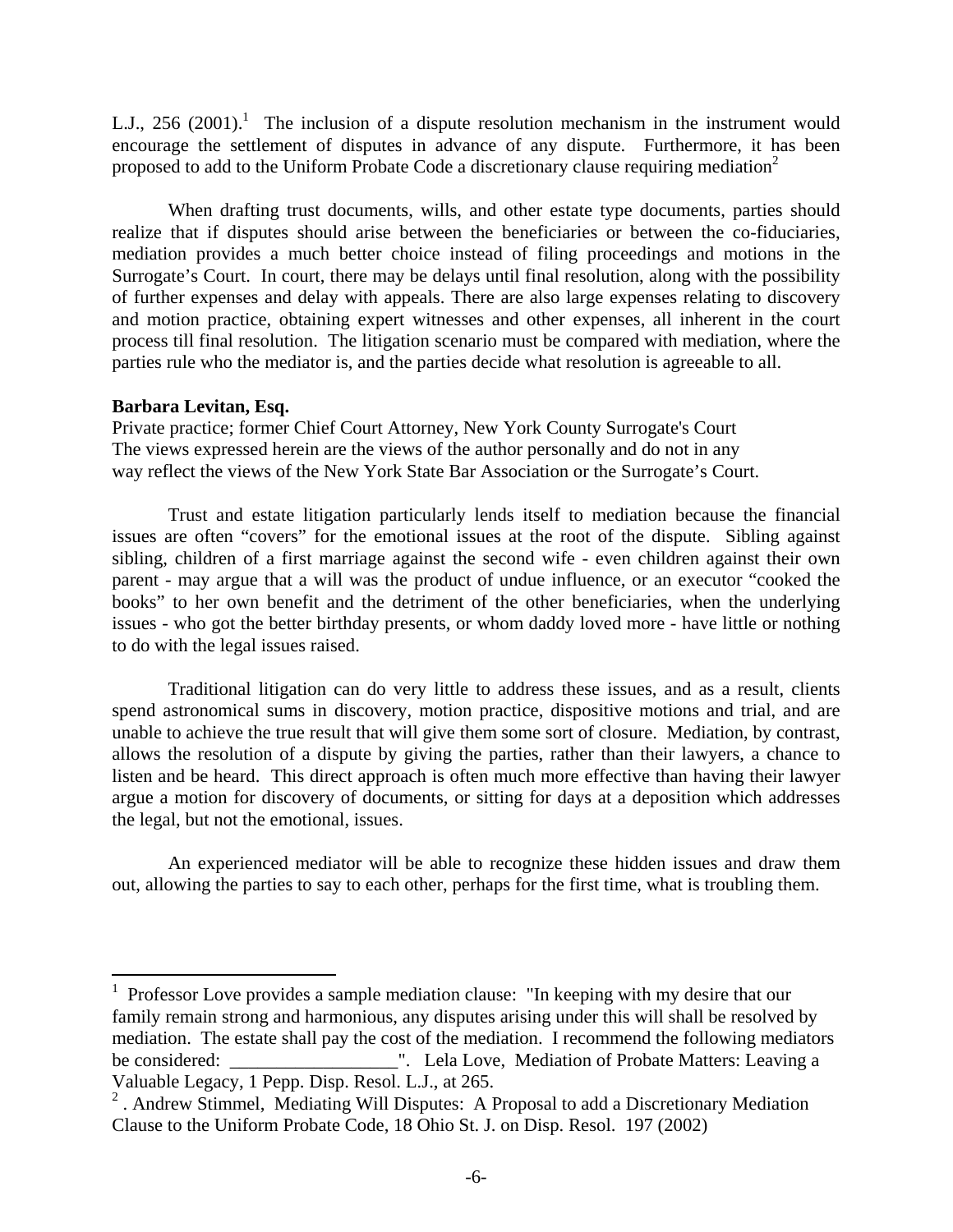L.J., 256 (2001).[1] The inclusion of a dispute resolution mechanism in the instrument would encourage the settlement of disputes in advance of any dispute. Furthermore, it has been proposed to add to the Uniform Probate Code a discretionary clause requiring mediation[2]

When drafting trust documents, wills, and other estate type documents, parties should realize that if disputes should arise between the beneficiaries or between the co-fiduciaries, mediation provides a much better choice instead of filing proceedings and motions in the Surrogate's Court. In court, there may be delays until final resolution, along with the possibility of further expenses and delay with appeals. There are also large expenses relating to discovery and motion practice, obtaining expert witnesses and other expenses, all inherent in the court process till final resolution. The litigation scenario must be compared with mediation, where the parties rule who the mediator is, and the parties decide what resolution is agreeable to all.

**Barbara Levitan, Esq.**
Private practice; former Chief Court Attorney, New York County Surrogate's Court
The views expressed herein are the views of the author personally and do not in any way reflect the views of the New York State Bar Association or the Surrogate's Court.

Trust and estate litigation particularly lends itself to mediation because the financial issues are often "covers" for the emotional issues at the root of the dispute. Sibling against sibling, children of a first marriage against the second wife - even children against their own parent - may argue that a will was the product of undue influence, or an executor "cooked the books" to her own benefit and the detriment of the other beneficiaries, when the underlying issues - who got the better birthday presents, or whom daddy loved more - have little or nothing to do with the legal issues raised.

Traditional litigation can do very little to address these issues, and as a result, clients spend astronomical sums in discovery, motion practice, dispositive motions and trial, and are unable to achieve the true result that will give them some sort of closure. Mediation, by contrast, allows the resolution of a dispute by giving the parties, rather than their lawyers, a chance to listen and be heard. This direct approach is often much more effective than having their lawyer argue a motion for discovery of documents, or sitting for days at a deposition which addresses the legal, but not the emotional, issues.

An experienced mediator will be able to recognize these hidden issues and draw them out, allowing the parties to say to each other, perhaps for the first time, what is troubling them.

---

[1] Professor Love provides a sample mediation clause: "In keeping with my desire that our family remain strong and harmonious, any disputes arising under this will shall be resolved by mediation. The estate shall pay the cost of the mediation. I recommend the following mediators be considered: __________________". Lela Love, Mediation of Probate Matters: Leaving a Valuable Legacy, 1 Pepp. Disp. Resol. L.J., at 265.

[2] . Andrew Stimmel, Mediating Will Disputes: A Proposal to add a Discretionary Mediation Clause to the Uniform Probate Code, 18 Ohio St. J. on Disp. Resol. 197 (2002)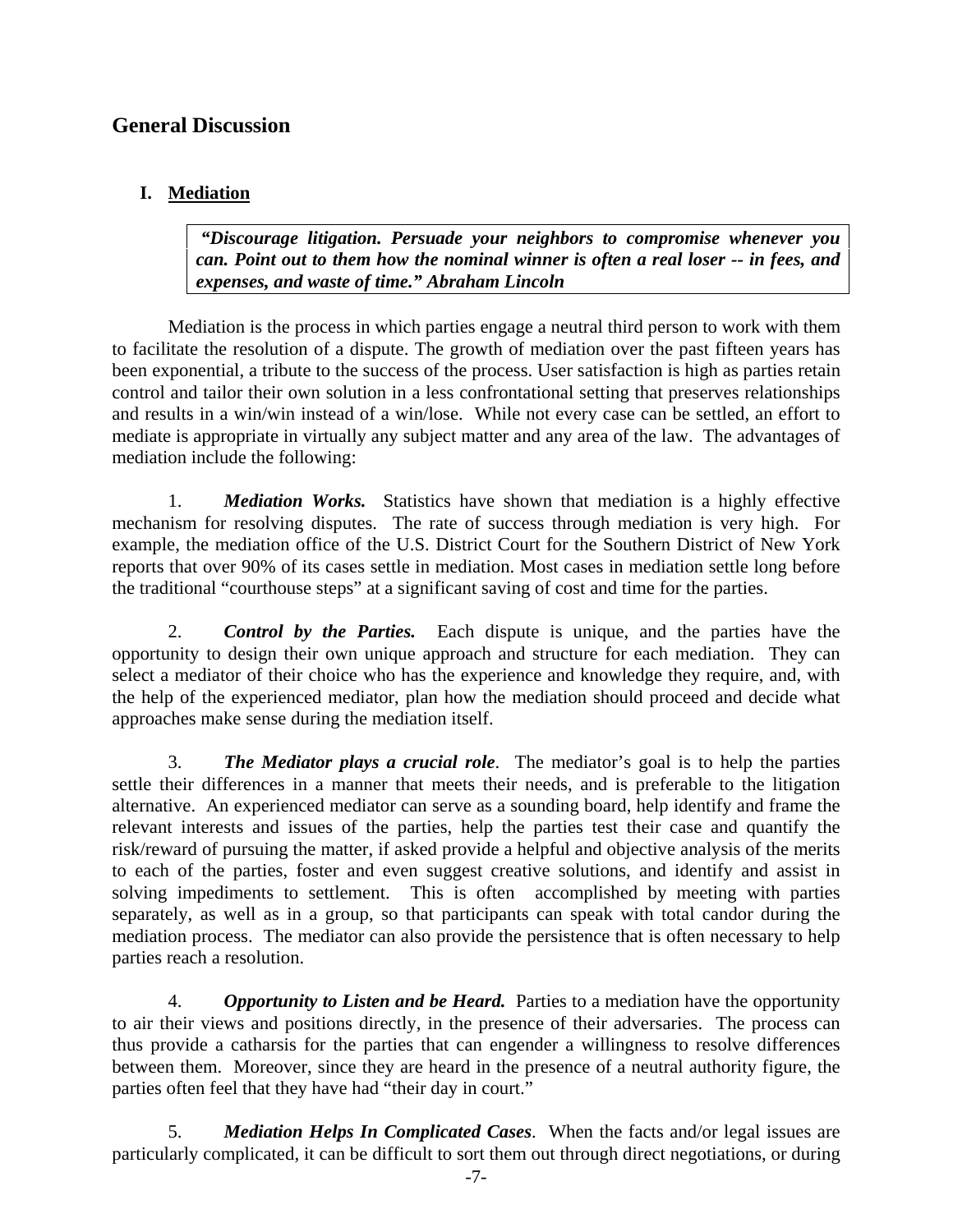## General Discussion

### I. Mediation

> ***"Discourage litigation. Persuade your neighbors to compromise whenever you can. Point out to them how the nominal winner is often a real loser -- in fees, and expenses, and waste of time." Abraham Lincoln***

Mediation is the process in which parties engage a neutral third person to work with them to facilitate the resolution of a dispute. The growth of mediation over the past fifteen years has been exponential, a tribute to the success of the process. User satisfaction is high as parties retain control and tailor their own solution in a less confrontational setting that preserves relationships and results in a win/win instead of a win/lose. While not every case can be settled, an effort to mediate is appropriate in virtually any subject matter and any area of the law. The advantages of mediation include the following:

1. ***Mediation Works.*** Statistics have shown that mediation is a highly effective mechanism for resolving disputes. The rate of success through mediation is very high. For example, the mediation office of the U.S. District Court for the Southern District of New York reports that over 90% of its cases settle in mediation. Most cases in mediation settle long before the traditional "courthouse steps" at a significant saving of cost and time for the parties.

2. ***Control by the Parties.*** Each dispute is unique, and the parties have the opportunity to design their own unique approach and structure for each mediation. They can select a mediator of their choice who has the experience and knowledge they require, and, with the help of the experienced mediator, plan how the mediation should proceed and decide what approaches make sense during the mediation itself.

3. ***The Mediator plays a crucial role***. The mediator's goal is to help the parties settle their differences in a manner that meets their needs, and is preferable to the litigation alternative. An experienced mediator can serve as a sounding board, help identify and frame the relevant interests and issues of the parties, help the parties test their case and quantify the risk/reward of pursuing the matter, if asked provide a helpful and objective analysis of the merits to each of the parties, foster and even suggest creative solutions, and identify and assist in solving impediments to settlement. This is often accomplished by meeting with parties separately, as well as in a group, so that participants can speak with total candor during the mediation process. The mediator can also provide the persistence that is often necessary to help parties reach a resolution.

4. ***Opportunity to Listen and be Heard.*** Parties to a mediation have the opportunity to air their views and positions directly, in the presence of their adversaries. The process can thus provide a catharsis for the parties that can engender a willingness to resolve differences between them. Moreover, since they are heard in the presence of a neutral authority figure, the parties often feel that they have had "their day in court."

5. ***Mediation Helps In Complicated Cases***. When the facts and/or legal issues are particularly complicated, it can be difficult to sort them out through direct negotiations, or during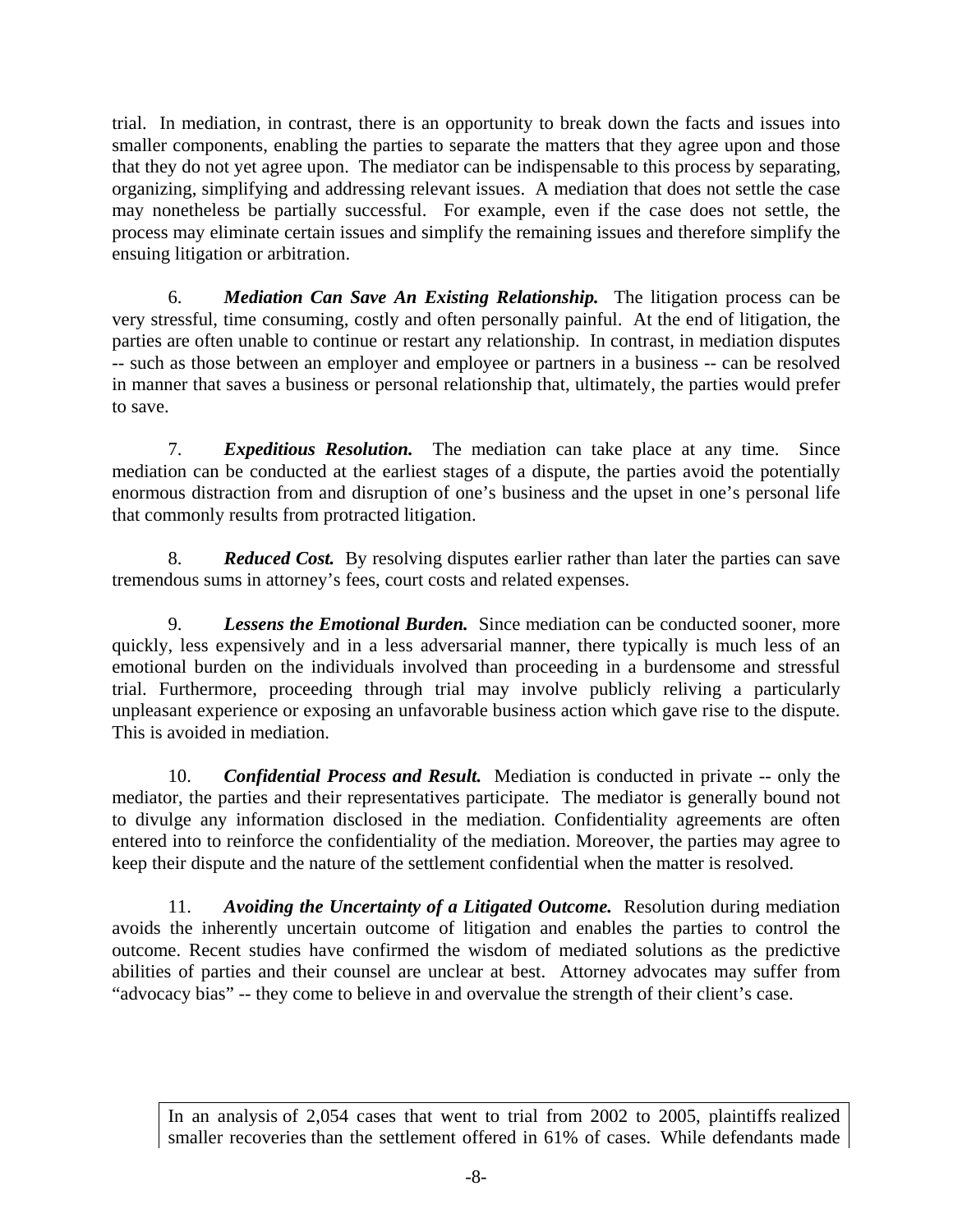trial. In mediation, in contrast, there is an opportunity to break down the facts and issues into smaller components, enabling the parties to separate the matters that they agree upon and those that they do not yet agree upon. The mediator can be indispensable to this process by separating, organizing, simplifying and addressing relevant issues. A mediation that does not settle the case may nonetheless be partially successful. For example, even if the case does not settle, the process may eliminate certain issues and simplify the remaining issues and therefore simplify the ensuing litigation or arbitration.

6. ***Mediation Can Save An Existing Relationship.*** The litigation process can be very stressful, time consuming, costly and often personally painful. At the end of litigation, the parties are often unable to continue or restart any relationship. In contrast, in mediation disputes -- such as those between an employer and employee or partners in a business -- can be resolved in manner that saves a business or personal relationship that, ultimately, the parties would prefer to save.

7. ***Expeditious Resolution.*** The mediation can take place at any time. Since mediation can be conducted at the earliest stages of a dispute, the parties avoid the potentially enormous distraction from and disruption of one's business and the upset in one's personal life that commonly results from protracted litigation.

8. ***Reduced Cost.*** By resolving disputes earlier rather than later the parties can save tremendous sums in attorney's fees, court costs and related expenses.

9. ***Lessens the Emotional Burden.*** Since mediation can be conducted sooner, more quickly, less expensively and in a less adversarial manner, there typically is much less of an emotional burden on the individuals involved than proceeding in a burdensome and stressful trial. Furthermore, proceeding through trial may involve publicly reliving a particularly unpleasant experience or exposing an unfavorable business action which gave rise to the dispute. This is avoided in mediation.

10. ***Confidential Process and Result.*** Mediation is conducted in private -- only the mediator, the parties and their representatives participate. The mediator is generally bound not to divulge any information disclosed in the mediation. Confidentiality agreements are often entered into to reinforce the confidentiality of the mediation. Moreover, the parties may agree to keep their dispute and the nature of the settlement confidential when the matter is resolved.

11. ***Avoiding the Uncertainty of a Litigated Outcome.*** Resolution during mediation avoids the inherently uncertain outcome of litigation and enables the parties to control the outcome. Recent studies have confirmed the wisdom of mediated solutions as the predictive abilities of parties and their counsel are unclear at best. Attorney advocates may suffer from "advocacy bias" -- they come to believe in and overvalue the strength of their client's case.

In an analysis of 2,054 cases that went to trial from 2002 to 2005, plaintiffs realized smaller recoveries than the settlement offered in 61% of cases. While defendants made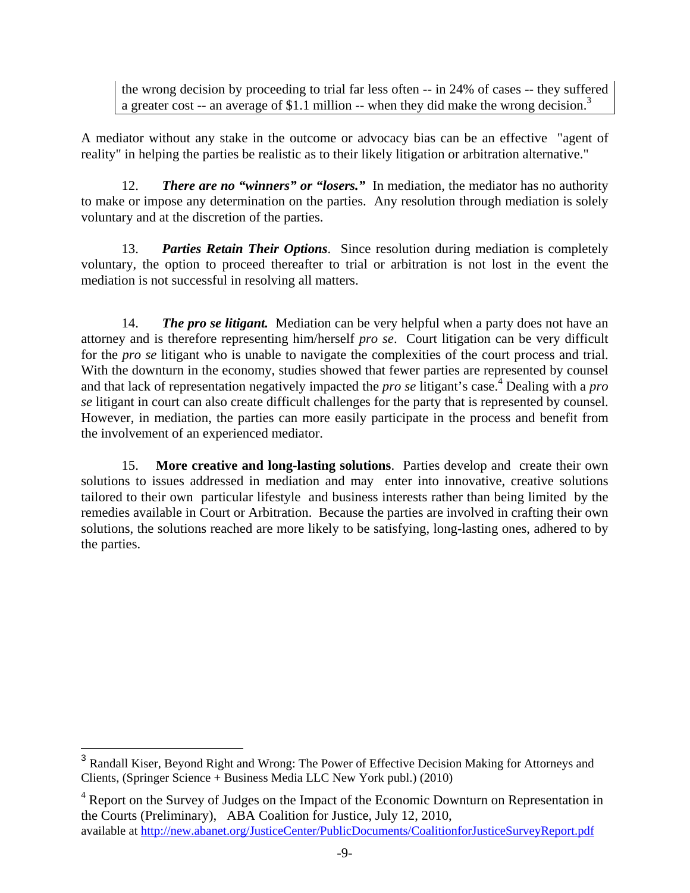the wrong decision by proceeding to trial far less often -- in 24% of cases -- they suffered a greater cost -- an average of $1.1 million -- when they did make the wrong decision.[3]

A mediator without any stake in the outcome or advocacy bias can be an effective "agent of reality" in helping the parties be realistic as to their likely litigation or arbitration alternative."

12. ***There are no "winners" or "losers."*** In mediation, the mediator has no authority to make or impose any determination on the parties. Any resolution through mediation is solely voluntary and at the discretion of the parties.

13. ***Parties Retain Their Options***. Since resolution during mediation is completely voluntary, the option to proceed thereafter to trial or arbitration is not lost in the event the mediation is not successful in resolving all matters.

14. ***The pro se litigant.*** Mediation can be very helpful when a party does not have an attorney and is therefore representing him/herself *pro se*. Court litigation can be very difficult for the *pro se* litigant who is unable to navigate the complexities of the court process and trial. With the downturn in the economy, studies showed that fewer parties are represented by counsel and that lack of representation negatively impacted the *pro se* litigant's case.[4] Dealing with a *pro se* litigant in court can also create difficult challenges for the party that is represented by counsel. However, in mediation, the parties can more easily participate in the process and benefit from the involvement of an experienced mediator.

15. **More creative and long-lasting solutions**. Parties develop and create their own solutions to issues addressed in mediation and may enter into innovative, creative solutions tailored to their own particular lifestyle and business interests rather than being limited by the remedies available in Court or Arbitration. Because the parties are involved in crafting their own solutions, the solutions reached are more likely to be satisfying, long-lasting ones, adhered to by the parties.

---

[3] Randall Kiser, Beyond Right and Wrong: The Power of Effective Decision Making for Attorneys and Clients, (Springer Science + Business Media LLC New York publ.) (2010)

[4] Report on the Survey of Judges on the Impact of the Economic Downturn on Representation in the Courts (Preliminary), ABA Coalition for Justice, July 12, 2010, available at http://new.abanet.org/JusticeCenter/PublicDocuments/CoalitionforJusticeSurveyReport.pdf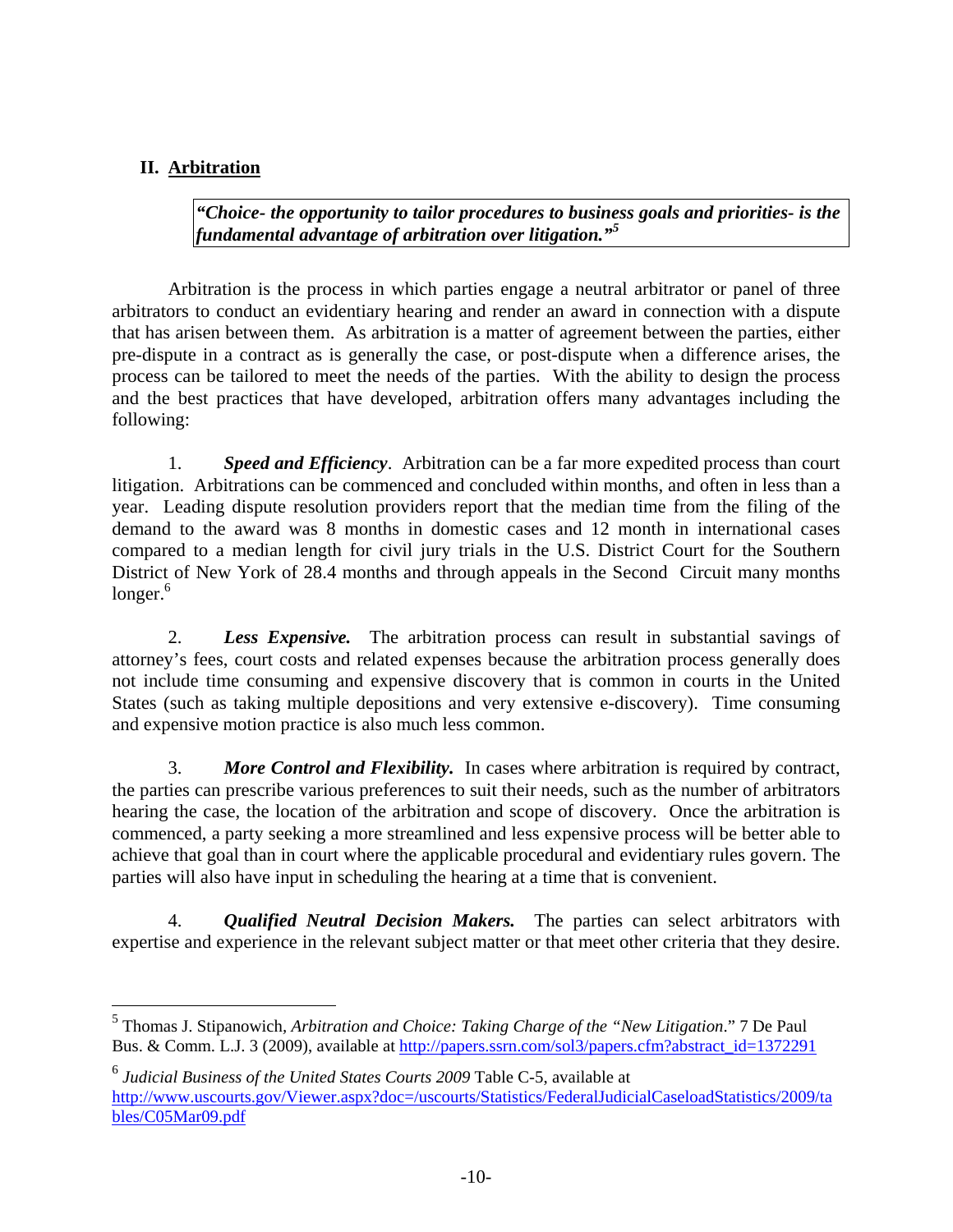## II. Arbitration

> ***"Choice- the opportunity to tailor procedures to business goals and priorities- is the fundamental advantage of arbitration over litigation."***[5]

Arbitration is the process in which parties engage a neutral arbitrator or panel of three arbitrators to conduct an evidentiary hearing and render an award in connection with a dispute that has arisen between them. As arbitration is a matter of agreement between the parties, either pre-dispute in a contract as is generally the case, or post-dispute when a difference arises, the process can be tailored to meet the needs of the parties. With the ability to design the process and the best practices that have developed, arbitration offers many advantages including the following:

1. ***Speed and Efficiency***. Arbitration can be a far more expedited process than court litigation. Arbitrations can be commenced and concluded within months, and often in less than a year. Leading dispute resolution providers report that the median time from the filing of the demand to the award was 8 months in domestic cases and 12 month in international cases compared to a median length for civil jury trials in the U.S. District Court for the Southern District of New York of 28.4 months and through appeals in the Second Circuit many months longer.[6]

2. ***Less Expensive.*** The arbitration process can result in substantial savings of attorney's fees, court costs and related expenses because the arbitration process generally does not include time consuming and expensive discovery that is common in courts in the United States (such as taking multiple depositions and very extensive e-discovery). Time consuming and expensive motion practice is also much less common.

3. ***More Control and Flexibility.*** In cases where arbitration is required by contract, the parties can prescribe various preferences to suit their needs, such as the number of arbitrators hearing the case, the location of the arbitration and scope of discovery. Once the arbitration is commenced, a party seeking a more streamlined and less expensive process will be better able to achieve that goal than in court where the applicable procedural and evidentiary rules govern. The parties will also have input in scheduling the hearing at a time that is convenient.

4. ***Qualified Neutral Decision Makers.*** The parties can select arbitrators with expertise and experience in the relevant subject matter or that meet other criteria that they desire.

---

[5] Thomas J. Stipanowich, *Arbitration and Choice: Taking Charge of the "New Litigation*." 7 De Paul Bus. & Comm. L.J. 3 (2009), available at http://papers.ssrn.com/sol3/papers.cfm?abstract_id=1372291

[6] *Judicial Business of the United States Courts 2009* Table C-5, available at http://www.uscourts.gov/Viewer.aspx?doc=/uscourts/Statistics/FederalJudicialCaseloadStatistics/2009/tables/C05Mar09.pdf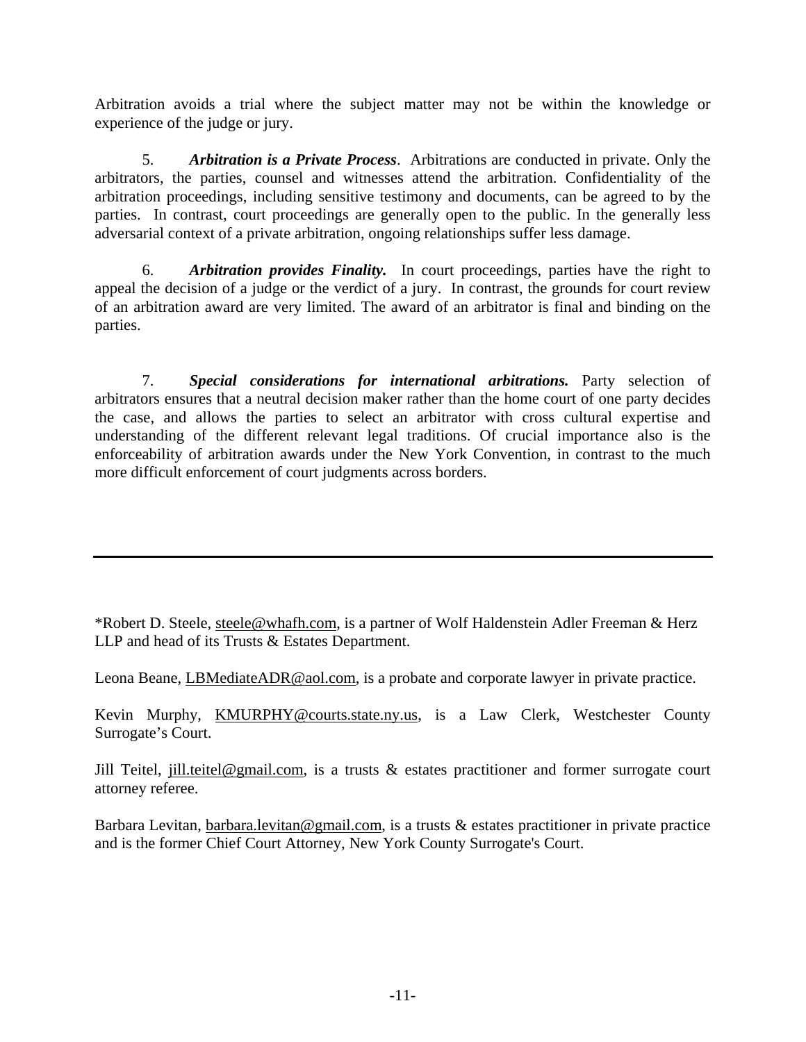Arbitration avoids a trial where the subject matter may not be within the knowledge or experience of the judge or jury.

5. ***Arbitration is a Private Process***. Arbitrations are conducted in private. Only the arbitrators, the parties, counsel and witnesses attend the arbitration. Confidentiality of the arbitration proceedings, including sensitive testimony and documents, can be agreed to by the parties. In contrast, court proceedings are generally open to the public. In the generally less adversarial context of a private arbitration, ongoing relationships suffer less damage.

6. ***Arbitration provides Finality.*** In court proceedings, parties have the right to appeal the decision of a judge or the verdict of a jury. In contrast, the grounds for court review of an arbitration award are very limited. The award of an arbitrator is final and binding on the parties.

7. ***Special considerations for international arbitrations.*** Party selection of arbitrators ensures that a neutral decision maker rather than the home court of one party decides the case, and allows the parties to select an arbitrator with cross cultural expertise and understanding of the different relevant legal traditions. Of crucial importance also is the enforceability of arbitration awards under the New York Convention, in contrast to the much more difficult enforcement of court judgments across borders.

---

*Robert D. Steele, steele@whafh.com, is a partner of Wolf Haldenstein Adler Freeman & Herz LLP and head of its Trusts & Estates Department.

Leona Beane, LBMediateADR@aol.com, is a probate and corporate lawyer in private practice.

Kevin Murphy, KMURPHY@courts.state.ny.us, is a Law Clerk, Westchester County Surrogate's Court.

Jill Teitel, jill.teitel@gmail.com, is a trusts & estates practitioner and former surrogate court attorney referee.

Barbara Levitan, barbara.levitan@gmail.com, is a trusts & estates practitioner in private practice and is the former Chief Court Attorney, New York County Surrogate's Court.